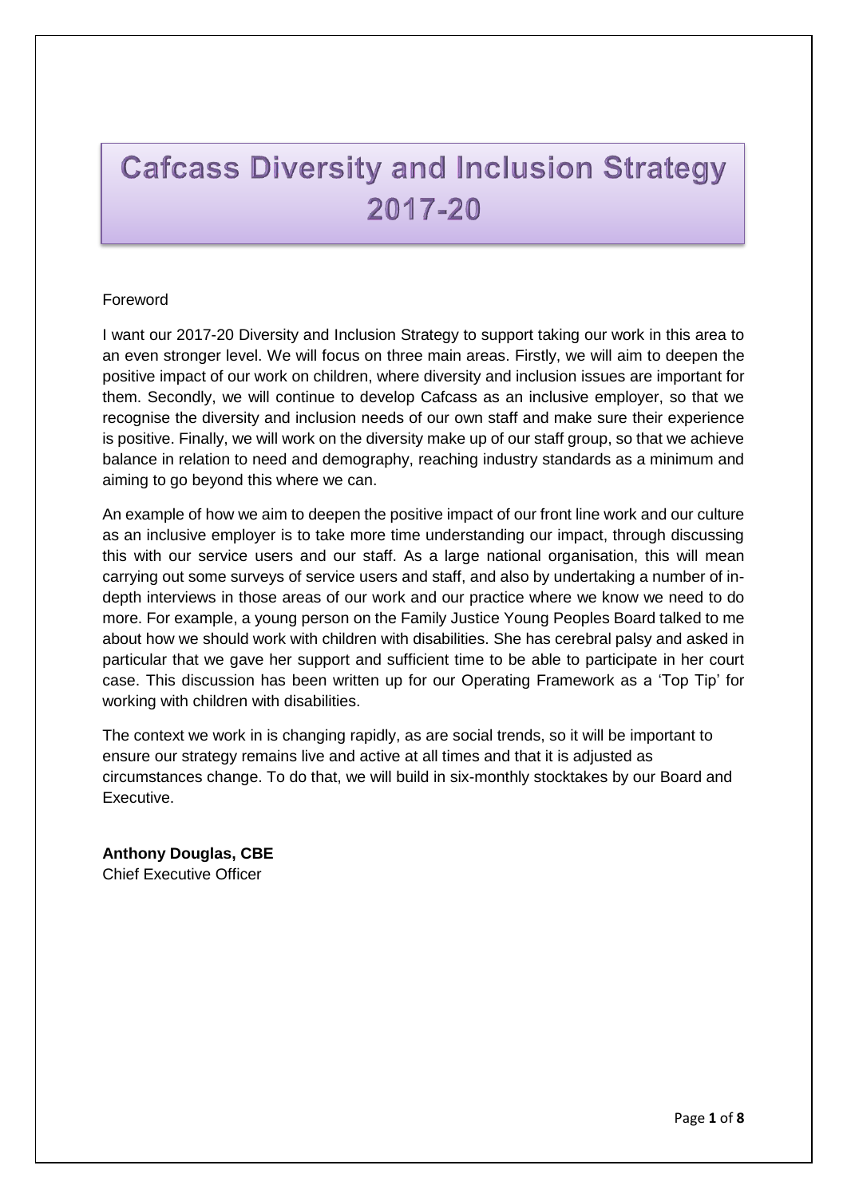# Cafcass Diversity and Inclusion Strategy 2017-20

Foreword

I want our 2017-20 Diversity and Inclusion Strategy to support taking our work in this area to an even stronger level. We will focus on three main areas. Firstly, we will aim to deepen the positive impact of our work on children, where diversity and inclusion issues are important for them. Secondly, we will continue to develop Cafcass as an inclusive employer, so that we recognise the diversity and inclusion needs of our own staff and make sure their experience is positive. Finally, we will work on the diversity make up of our staff group, so that we achieve balance in relation to need and demography, reaching industry standards as a minimum and aiming to go beyond this where we can.

An example of how we aim to deepen the positive impact of our front line work and our culture as an inclusive employer is to take more time understanding our impact, through discussing this with our service users and our staff. As a large national organisation, this will mean carrying out some surveys of service users and staff, and also by undertaking a number of in-depth interviews in those areas of our work and our practice where we know we need to do more. For example, a young person on the Family Justice Young Peoples Board talked to me about how we should work with children with disabilities. She has cerebral palsy and asked in particular that we gave her support and sufficient time to be able to participate in her court case. This discussion has been written up for our Operating Framework as a 'Top Tip' for working with children with disabilities.

The context we work in is changing rapidly, as are social trends, so it will be important to ensure our strategy remains live and active at all times and that it is adjusted as circumstances change. To do that, we will build in six-monthly stocktakes by our Board and Executive.

**Anthony Douglas, CBE**
Chief Executive Officer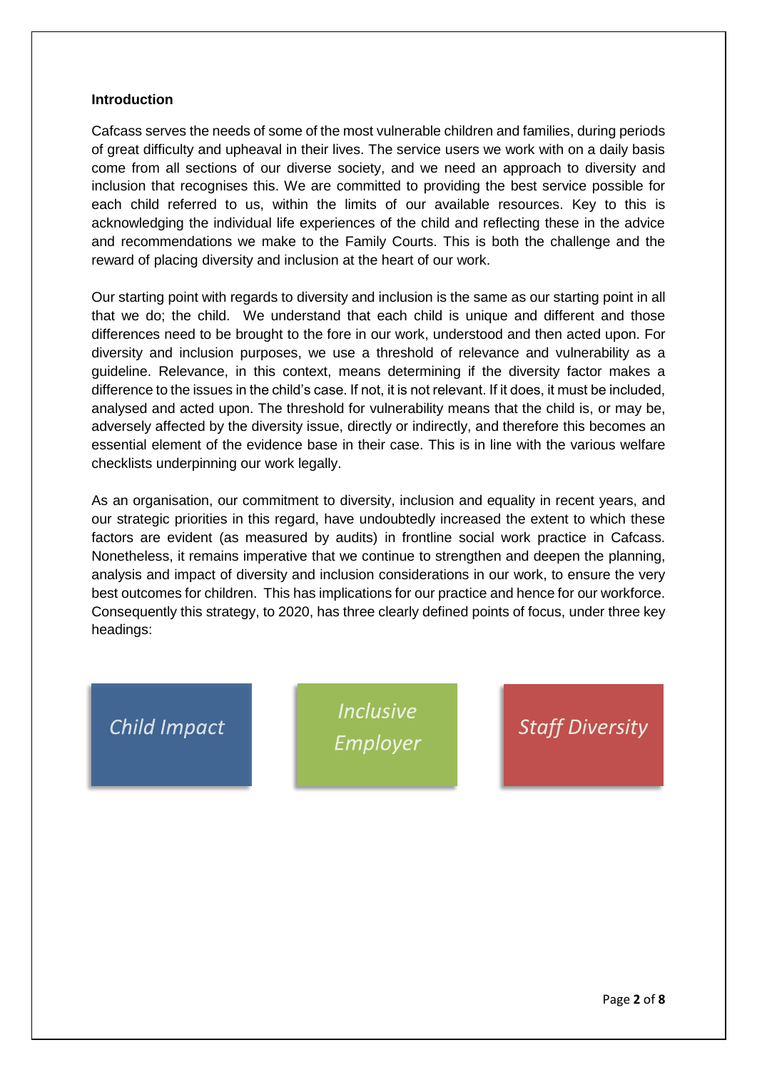**Introduction**

Cafcass serves the needs of some of the most vulnerable children and families, during periods of great difficulty and upheaval in their lives. The service users we work with on a daily basis come from all sections of our diverse society, and we need an approach to diversity and inclusion that recognises this. We are committed to providing the best service possible for each child referred to us, within the limits of our available resources. Key to this is acknowledging the individual life experiences of the child and reflecting these in the advice and recommendations we make to the Family Courts. This is both the challenge and the reward of placing diversity and inclusion at the heart of our work.

Our starting point with regards to diversity and inclusion is the same as our starting point in all that we do; the child. We understand that each child is unique and different and those differences need to be brought to the fore in our work, understood and then acted upon. For diversity and inclusion purposes, we use a threshold of relevance and vulnerability as a guideline. Relevance, in this context, means determining if the diversity factor makes a difference to the issues in the child's case. If not, it is not relevant. If it does, it must be included, analysed and acted upon. The threshold for vulnerability means that the child is, or may be, adversely affected by the diversity issue, directly or indirectly, and therefore this becomes an essential element of the evidence base in their case. This is in line with the various welfare checklists underpinning our work legally.

As an organisation, our commitment to diversity, inclusion and equality in recent years, and our strategic priorities in this regard, have undoubtedly increased the extent to which these factors are evident (as measured by audits) in frontline social work practice in Cafcass. Nonetheless, it remains imperative that we continue to strengthen and deepen the planning, analysis and impact of diversity and inclusion considerations in our work, to ensure the very best outcomes for children. This has implications for our practice and hence for our workforce. Consequently this strategy, to 2020, has three clearly defined points of focus, under three key headings:

*Child Impact*

*Inclusive Employer*

*Staff Diversity*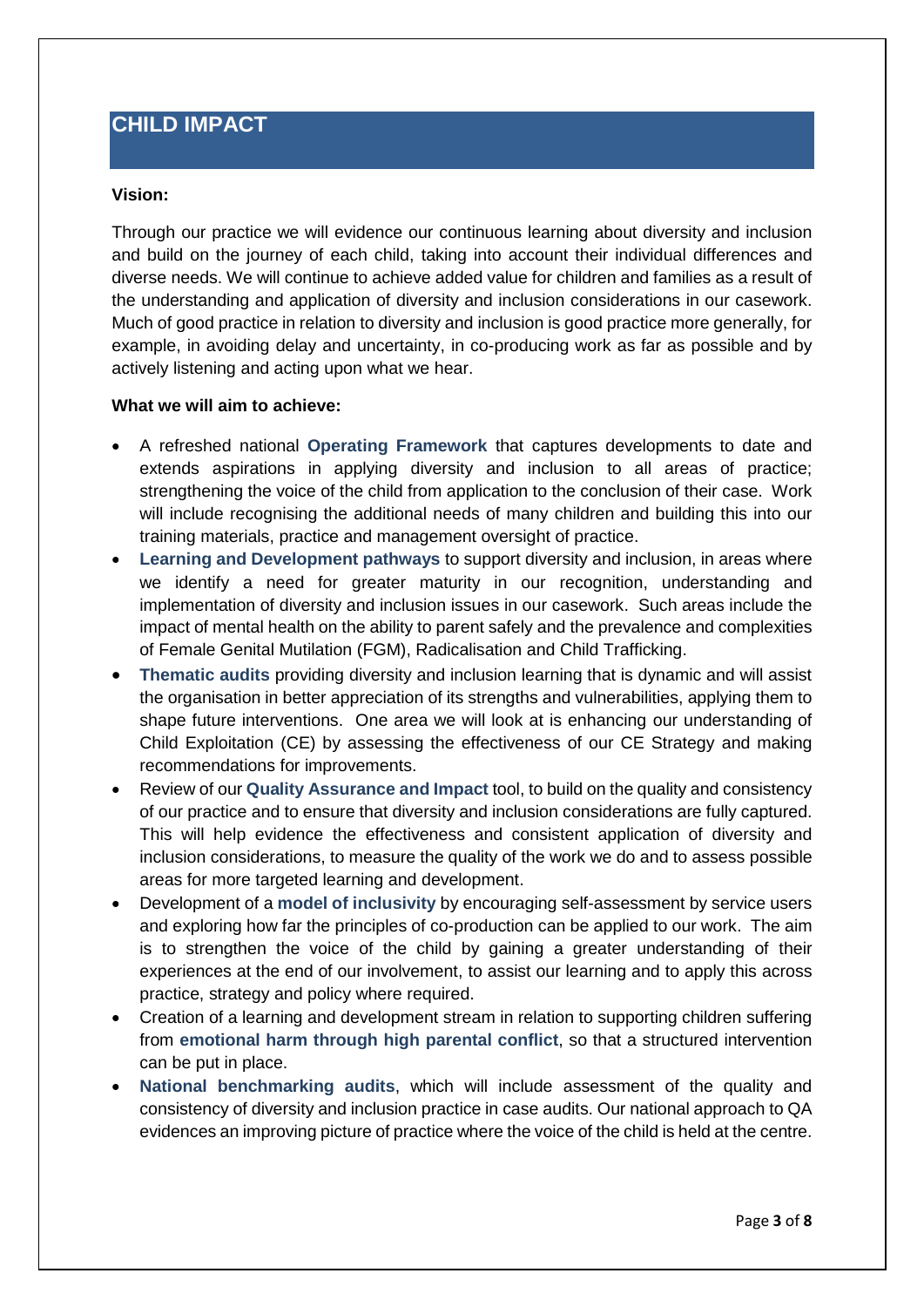# CHILD IMPACT

**Vision:**

Through our practice we will evidence our continuous learning about diversity and inclusion and build on the journey of each child, taking into account their individual differences and diverse needs. We will continue to achieve added value for children and families as a result of the understanding and application of diversity and inclusion considerations in our casework. Much of good practice in relation to diversity and inclusion is good practice more generally, for example, in avoiding delay and uncertainty, in co-producing work as far as possible and by actively listening and acting upon what we hear.

**What we will aim to achieve:**

- A refreshed national **Operating Framework** that captures developments to date and extends aspirations in applying diversity and inclusion to all areas of practice; strengthening the voice of the child from application to the conclusion of their case. Work will include recognising the additional needs of many children and building this into our training materials, practice and management oversight of practice.
- **Learning and Development pathways** to support diversity and inclusion, in areas where we identify a need for greater maturity in our recognition, understanding and implementation of diversity and inclusion issues in our casework. Such areas include the impact of mental health on the ability to parent safely and the prevalence and complexities of Female Genital Mutilation (FGM), Radicalisation and Child Trafficking.
- **Thematic audits** providing diversity and inclusion learning that is dynamic and will assist the organisation in better appreciation of its strengths and vulnerabilities, applying them to shape future interventions. One area we will look at is enhancing our understanding of Child Exploitation (CE) by assessing the effectiveness of our CE Strategy and making recommendations for improvements.
- Review of our **Quality Assurance and Impact** tool, to build on the quality and consistency of our practice and to ensure that diversity and inclusion considerations are fully captured. This will help evidence the effectiveness and consistent application of diversity and inclusion considerations, to measure the quality of the work we do and to assess possible areas for more targeted learning and development.
- Development of a **model of inclusivity** by encouraging self-assessment by service users and exploring how far the principles of co-production can be applied to our work. The aim is to strengthen the voice of the child by gaining a greater understanding of their experiences at the end of our involvement, to assist our learning and to apply this across practice, strategy and policy where required.
- Creation of a learning and development stream in relation to supporting children suffering from **emotional harm through high parental conflict**, so that a structured intervention can be put in place.
- **National benchmarking audits**, which will include assessment of the quality and consistency of diversity and inclusion practice in case audits. Our national approach to QA evidences an improving picture of practice where the voice of the child is held at the centre.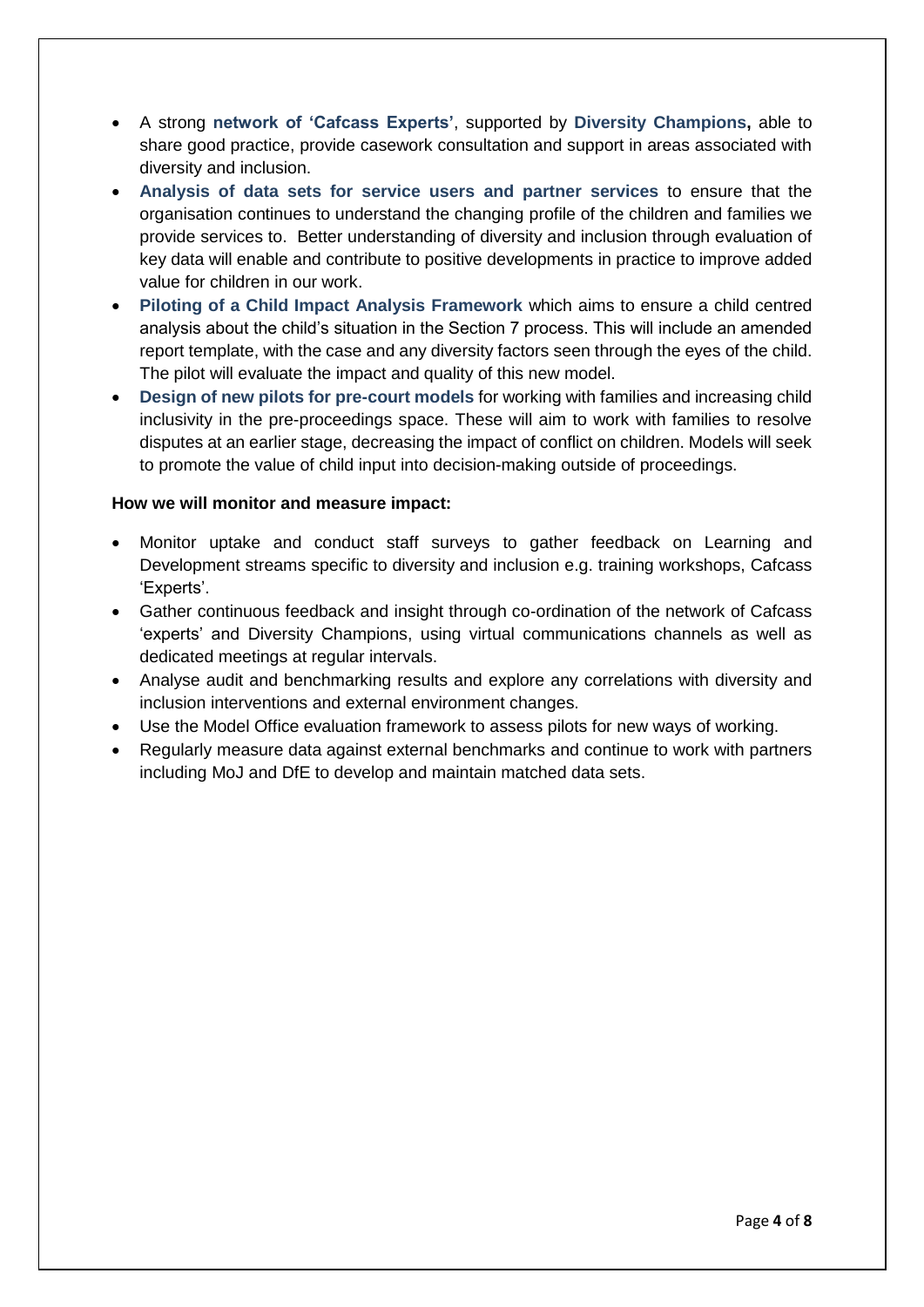- A strong **network of 'Cafcass Experts'**, supported by **Diversity Champions,** able to share good practice, provide casework consultation and support in areas associated with diversity and inclusion.
- **Analysis of data sets for service users and partner services** to ensure that the organisation continues to understand the changing profile of the children and families we provide services to. Better understanding of diversity and inclusion through evaluation of key data will enable and contribute to positive developments in practice to improve added value for children in our work.
- **Piloting of a Child Impact Analysis Framework** which aims to ensure a child centred analysis about the child's situation in the Section 7 process. This will include an amended report template, with the case and any diversity factors seen through the eyes of the child. The pilot will evaluate the impact and quality of this new model.
- **Design of new pilots for pre-court models** for working with families and increasing child inclusivity in the pre-proceedings space. These will aim to work with families to resolve disputes at an earlier stage, decreasing the impact of conflict on children. Models will seek to promote the value of child input into decision-making outside of proceedings.

**How we will monitor and measure impact:**

- Monitor uptake and conduct staff surveys to gather feedback on Learning and Development streams specific to diversity and inclusion e.g. training workshops, Cafcass 'Experts'.
- Gather continuous feedback and insight through co-ordination of the network of Cafcass 'experts' and Diversity Champions, using virtual communications channels as well as dedicated meetings at regular intervals.
- Analyse audit and benchmarking results and explore any correlations with diversity and inclusion interventions and external environment changes.
- Use the Model Office evaluation framework to assess pilots for new ways of working.
- Regularly measure data against external benchmarks and continue to work with partners including MoJ and DfE to develop and maintain matched data sets.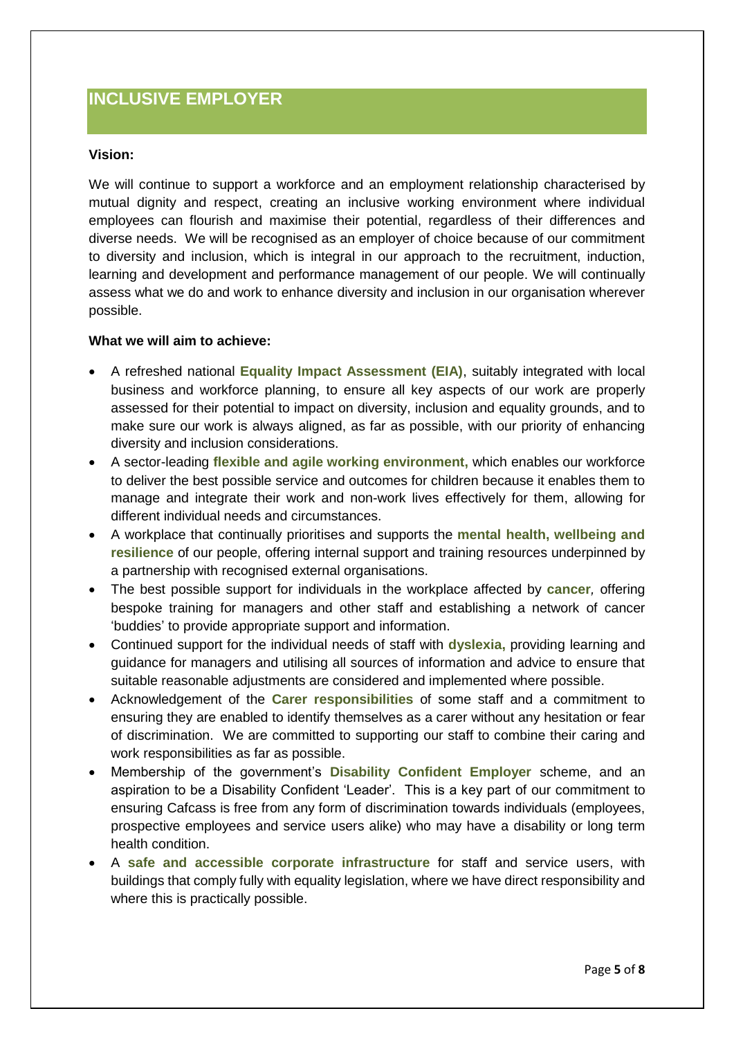# INCLUSIVE EMPLOYER

**Vision:**

We will continue to support a workforce and an employment relationship characterised by mutual dignity and respect, creating an inclusive working environment where individual employees can flourish and maximise their potential, regardless of their differences and diverse needs. We will be recognised as an employer of choice because of our commitment to diversity and inclusion, which is integral in our approach to the recruitment, induction, learning and development and performance management of our people. We will continually assess what we do and work to enhance diversity and inclusion in our organisation wherever possible.

**What we will aim to achieve:**

- A refreshed national **Equality Impact Assessment (EIA)**, suitably integrated with local business and workforce planning, to ensure all key aspects of our work are properly assessed for their potential to impact on diversity, inclusion and equality grounds, and to make sure our work is always aligned, as far as possible, with our priority of enhancing diversity and inclusion considerations.
- A sector-leading **flexible and agile working environment,** which enables our workforce to deliver the best possible service and outcomes for children because it enables them to manage and integrate their work and non-work lives effectively for them, allowing for different individual needs and circumstances.
- A workplace that continually prioritises and supports the **mental health, wellbeing and resilience** of our people, offering internal support and training resources underpinned by a partnership with recognised external organisations.
- The best possible support for individuals in the workplace affected by **cancer***,* offering bespoke training for managers and other staff and establishing a network of cancer 'buddies' to provide appropriate support and information.
- Continued support for the individual needs of staff with **dyslexia,** providing learning and guidance for managers and utilising all sources of information and advice to ensure that suitable reasonable adjustments are considered and implemented where possible.
- Acknowledgement of the **Carer responsibilities** of some staff and a commitment to ensuring they are enabled to identify themselves as a carer without any hesitation or fear of discrimination. We are committed to supporting our staff to combine their caring and work responsibilities as far as possible.
- Membership of the government's **Disability Confident Employer** scheme, and an aspiration to be a Disability Confident 'Leader'. This is a key part of our commitment to ensuring Cafcass is free from any form of discrimination towards individuals (employees, prospective employees and service users alike) who may have a disability or long term health condition.
- A **safe and accessible corporate infrastructure** for staff and service users, with buildings that comply fully with equality legislation, where we have direct responsibility and where this is practically possible.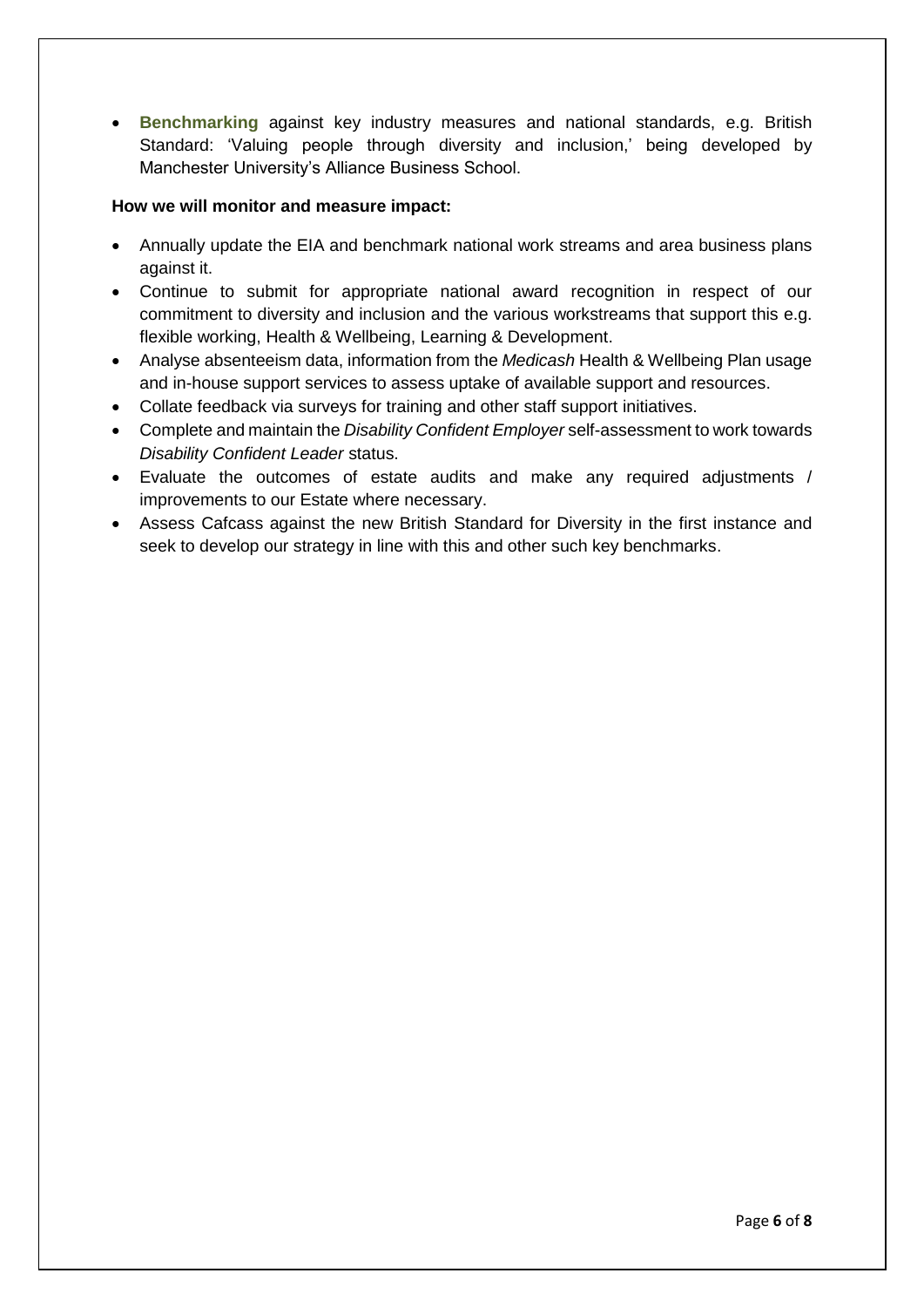- **Benchmarking** against key industry measures and national standards, e.g. British Standard: 'Valuing people through diversity and inclusion,' being developed by Manchester University's Alliance Business School.

**How we will monitor and measure impact:**

- Annually update the EIA and benchmark national work streams and area business plans against it.
- Continue to submit for appropriate national award recognition in respect of our commitment to diversity and inclusion and the various workstreams that support this e.g. flexible working, Health & Wellbeing, Learning & Development.
- Analyse absenteeism data, information from the *Medicash* Health & Wellbeing Plan usage and in-house support services to assess uptake of available support and resources.
- Collate feedback via surveys for training and other staff support initiatives.
- Complete and maintain the *Disability Confident Employer* self-assessment to work towards *Disability Confident Leader* status.
- Evaluate the outcomes of estate audits and make any required adjustments / improvements to our Estate where necessary.
- Assess Cafcass against the new British Standard for Diversity in the first instance and seek to develop our strategy in line with this and other such key benchmarks.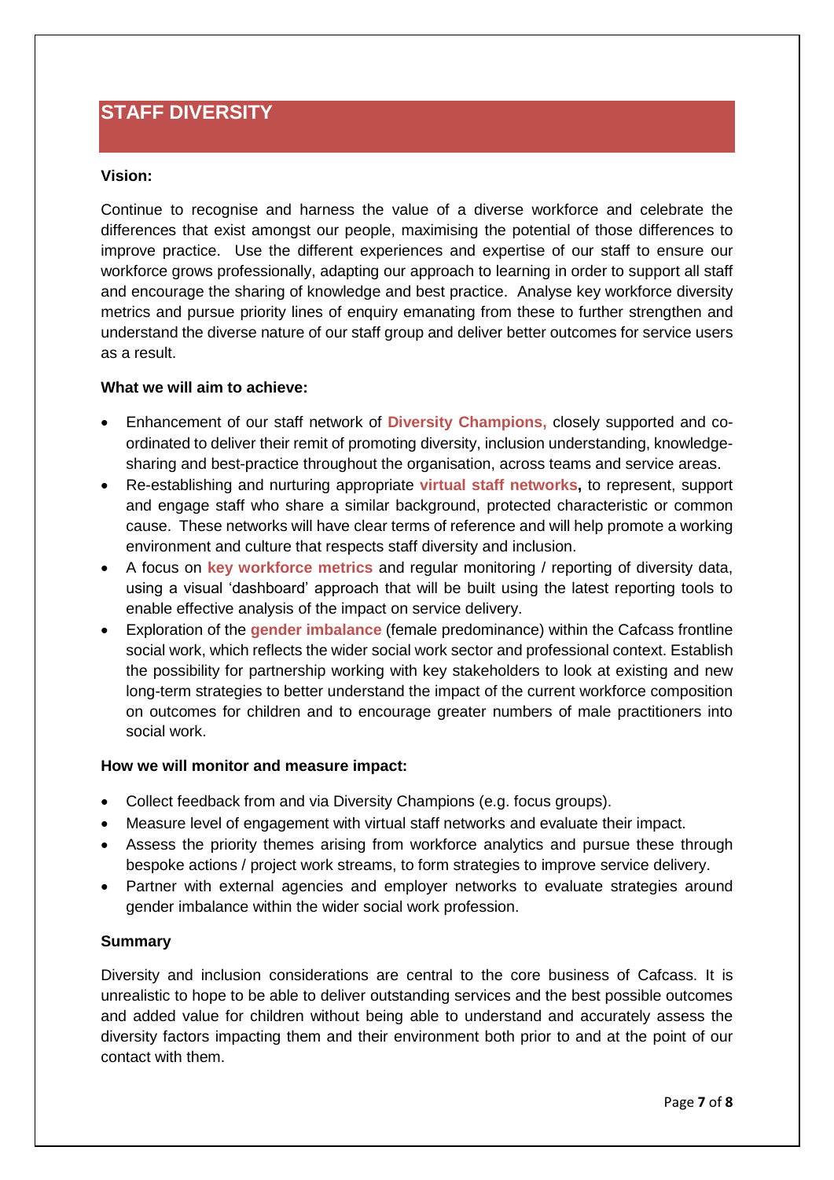## STAFF DIVERSITY

**Vision:**

Continue to recognise and harness the value of a diverse workforce and celebrate the differences that exist amongst our people, maximising the potential of those differences to improve practice. Use the different experiences and expertise of our staff to ensure our workforce grows professionally, adapting our approach to learning in order to support all staff and encourage the sharing of knowledge and best practice. Analyse key workforce diversity metrics and pursue priority lines of enquiry emanating from these to further strengthen and understand the diverse nature of our staff group and deliver better outcomes for service users as a result.

**What we will aim to achieve:**

- Enhancement of our staff network of **Diversity Champions,** closely supported and co-ordinated to deliver their remit of promoting diversity, inclusion understanding, knowledge-sharing and best-practice throughout the organisation, across teams and service areas.
- Re-establishing and nurturing appropriate **virtual staff networks,** to represent, support and engage staff who share a similar background, protected characteristic or common cause. These networks will have clear terms of reference and will help promote a working environment and culture that respects staff diversity and inclusion.
- A focus on **key workforce metrics** and regular monitoring / reporting of diversity data, using a visual 'dashboard' approach that will be built using the latest reporting tools to enable effective analysis of the impact on service delivery.
- Exploration of the **gender imbalance** (female predominance) within the Cafcass frontline social work, which reflects the wider social work sector and professional context. Establish the possibility for partnership working with key stakeholders to look at existing and new long-term strategies to better understand the impact of the current workforce composition on outcomes for children and to encourage greater numbers of male practitioners into social work.

**How we will monitor and measure impact:**

- Collect feedback from and via Diversity Champions (e.g. focus groups).
- Measure level of engagement with virtual staff networks and evaluate their impact.
- Assess the priority themes arising from workforce analytics and pursue these through bespoke actions / project work streams, to form strategies to improve service delivery.
- Partner with external agencies and employer networks to evaluate strategies around gender imbalance within the wider social work profession.

**Summary**

Diversity and inclusion considerations are central to the core business of Cafcass. It is unrealistic to hope to be able to deliver outstanding services and the best possible outcomes and added value for children without being able to understand and accurately assess the diversity factors impacting them and their environment both prior to and at the point of our contact with them.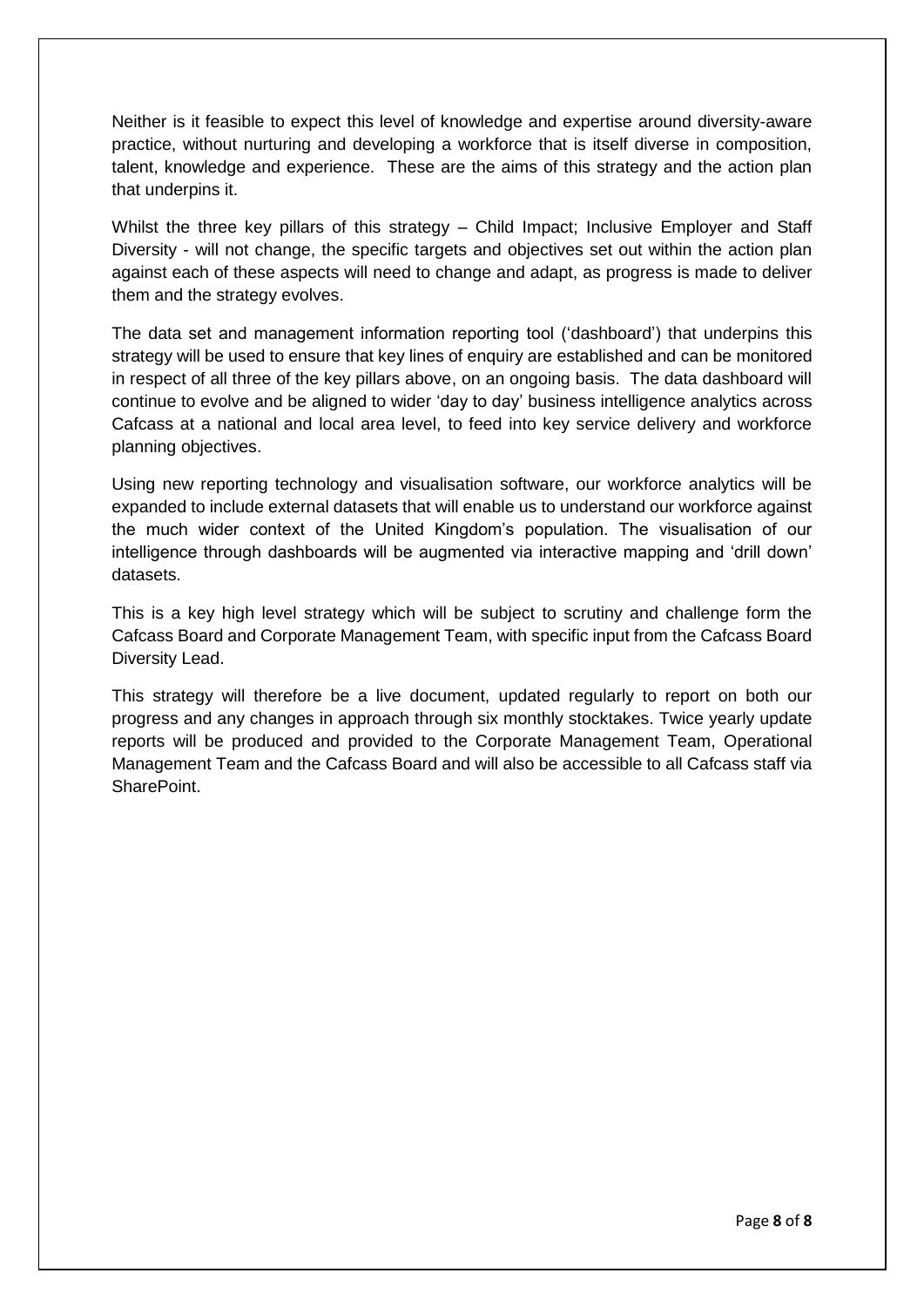Neither is it feasible to expect this level of knowledge and expertise around diversity-aware practice, without nurturing and developing a workforce that is itself diverse in composition, talent, knowledge and experience. These are the aims of this strategy and the action plan that underpins it.

Whilst the three key pillars of this strategy – Child Impact; Inclusive Employer and Staff Diversity - will not change, the specific targets and objectives set out within the action plan against each of these aspects will need to change and adapt, as progress is made to deliver them and the strategy evolves.

The data set and management information reporting tool ('dashboard') that underpins this strategy will be used to ensure that key lines of enquiry are established and can be monitored in respect of all three of the key pillars above, on an ongoing basis. The data dashboard will continue to evolve and be aligned to wider 'day to day' business intelligence analytics across Cafcass at a national and local area level, to feed into key service delivery and workforce planning objectives.

Using new reporting technology and visualisation software, our workforce analytics will be expanded to include external datasets that will enable us to understand our workforce against the much wider context of the United Kingdom's population. The visualisation of our intelligence through dashboards will be augmented via interactive mapping and 'drill down' datasets.

This is a key high level strategy which will be subject to scrutiny and challenge form the Cafcass Board and Corporate Management Team, with specific input from the Cafcass Board Diversity Lead.

This strategy will therefore be a live document, updated regularly to report on both our progress and any changes in approach through six monthly stocktakes. Twice yearly update reports will be produced and provided to the Corporate Management Team, Operational Management Team and the Cafcass Board and will also be accessible to all Cafcass staff via SharePoint.